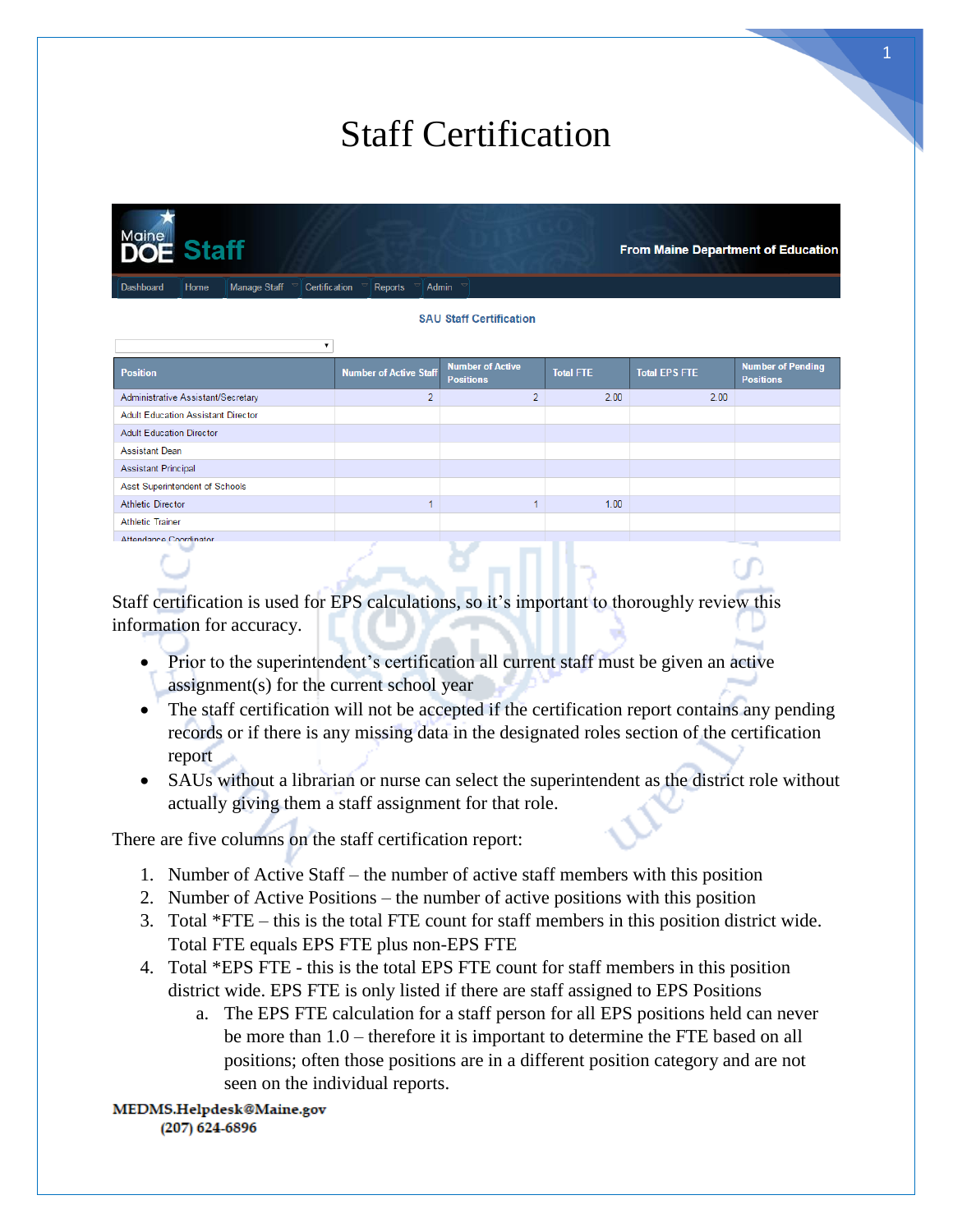# Staff Certification

Maine DOE Staff — From Maine Department of Education

Dashboard | Home | Manage Staff | Certification | Reports | Admin

**SAU Staff Certification**

| Position | Number of Active Staff | Number of Active Positions | Total FTE | Total EPS FTE | Number of Pending Positions |
|---|---|---|---|---|---|
| Administrative Assistant/Secretary | 2 | 2 | 2.00 | 2.00 | |
| Adult Education Assistant Director | | | | | |
| Adult Education Director | | | | | |
| Assistant Dean | | | | | |
| Assistant Principal | | | | | |
| Asst Superintendent of Schools | | | | | |
| Athletic Director | 1 | 1 | 1.00 | | |
| Athletic Trainer | | | | | |
| Attendance Coordinator | | | | | |

Staff certification is used for EPS calculations, so it's important to thoroughly review this information for accuracy.

- Prior to the superintendent's certification all current staff must be given an active assignment(s) for the current school year
- The staff certification will not be accepted if the certification report contains any pending records or if there is any missing data in the designated roles section of the certification report
- SAUs without a librarian or nurse can select the superintendent as the district role without actually giving them a staff assignment for that role.

There are five columns on the staff certification report:

1. Number of Active Staff – the number of active staff members with this position
2. Number of Active Positions – the number of active positions with this position
3. Total *FTE – this is the total FTE count for staff members in this position district wide. Total FTE equals EPS FTE plus non-EPS FTE
4. Total *EPS FTE - this is the total EPS FTE count for staff members in this position district wide. EPS FTE is only listed if there are staff assigned to EPS Positions
    a. The EPS FTE calculation for a staff person for all EPS positions held can never be more than 1.0 – therefore it is important to determine the FTE based on all positions; often those positions are in a different position category and are not seen on the individual reports.

**MEDMS.Helpdesk@Maine.gov**
**(207) 624-6896**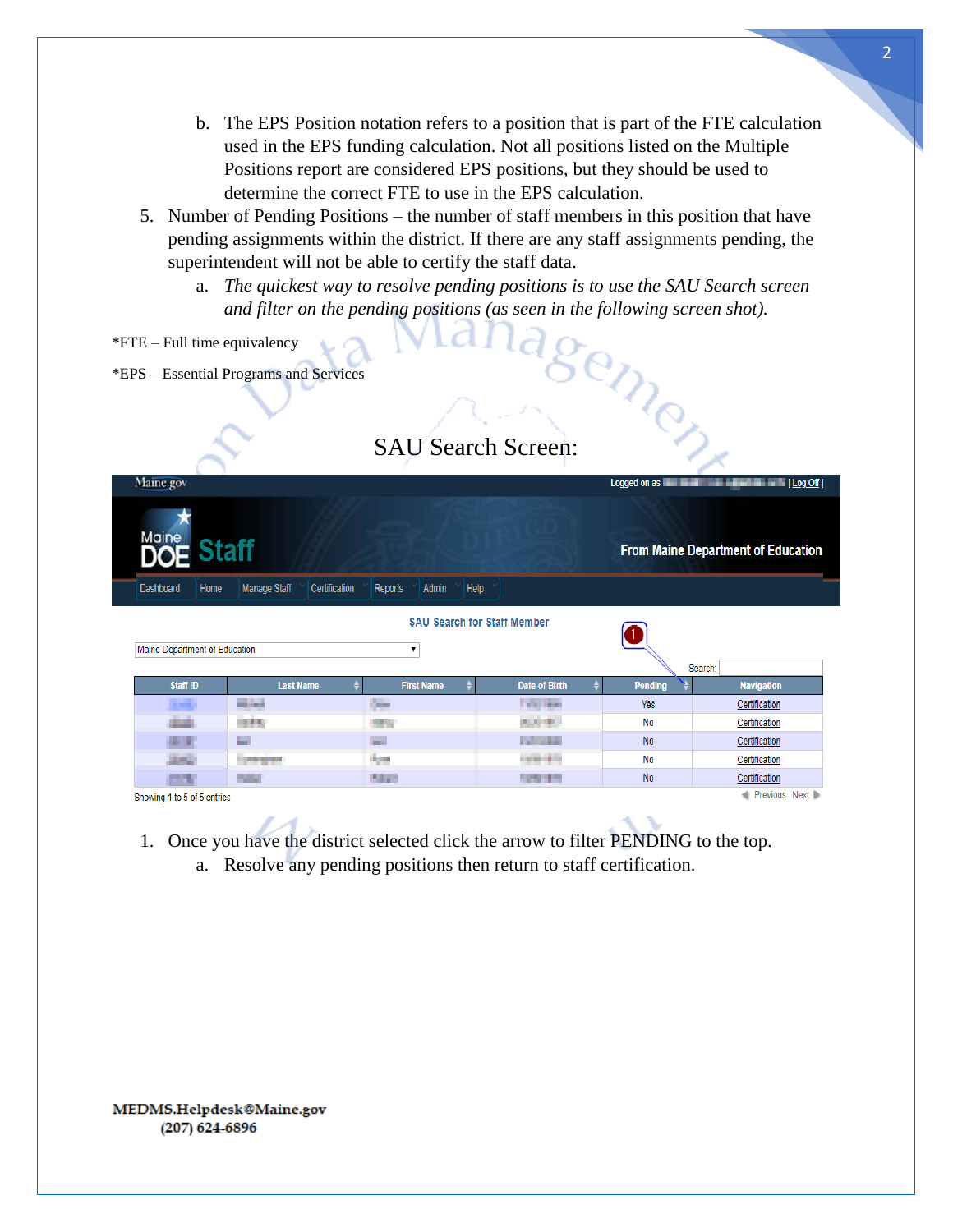b. The EPS Position notation refers to a position that is part of the FTE calculation used in the EPS funding calculation. Not all positions listed on the Multiple Positions report are considered EPS positions, but they should be used to determine the correct FTE to use in the EPS calculation.

5. Number of Pending Positions – the number of staff members in this position that have pending assignments within the district. If there are any staff assignments pending, the superintendent will not be able to certify the staff data.
   a. *The quickest way to resolve pending positions is to use the SAU Search screen and filter on the pending positions (as seen in the following screen shot).*

*FTE – Full time equivalency

*EPS – Essential Programs and Services

## SAU Search Screen:

Maine.gov — Logged on as [ Log Off ]

Maine DOE Staff — From Maine Department of Education

Dashboard | Home | Manage Staff | Certification | Reports | Admin | Help

**SAU Search for Staff Member**

Maine Department of Education

Search:

| Staff ID | Last Name | First Name | Date of Birth | Pending | Navigation |
|---|---|---|---|---|---|
| | | | | Yes | Certification |
| | | | | No | Certification |
| | | | | No | Certification |
| | | | | No | Certification |
| | | | | No | Certification |

Showing 1 to 5 of 5 entries — Previous Next

1. Once you have the district selected click the arrow to filter PENDING to the top.
   a. Resolve any pending positions then return to staff certification.

**MEDMS.Helpdesk@Maine.gov**
**(207) 624-6896**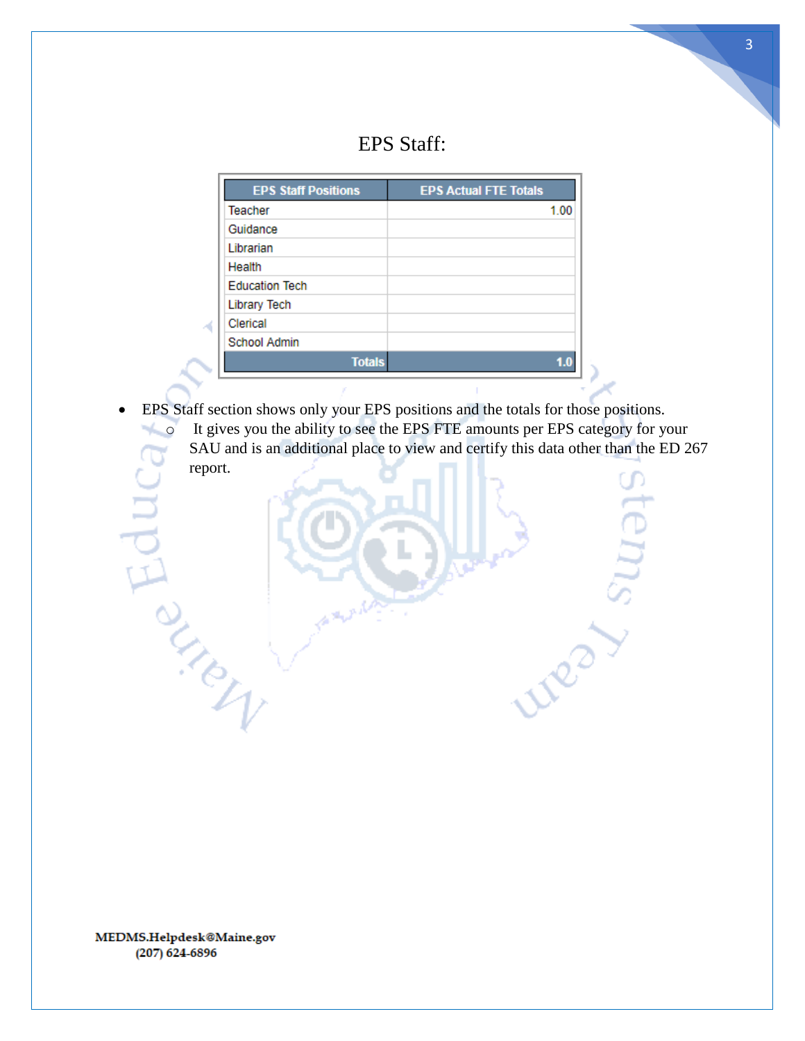# EPS Staff:

| EPS Staff Positions | EPS Actual FTE Totals |
|---|---|
| Teacher | 1.00 |
| Guidance | |
| Librarian | |
| Health | |
| Education Tech | |
| Library Tech | |
| Clerical | |
| School Admin | |
| **Totals** | **1.0** |

- EPS Staff section shows only your EPS positions and the totals for those positions.
  - It gives you the ability to see the EPS FTE amounts per EPS category for your SAU and is an additional place to view and certify this data other than the ED 267 report.

**MEDMS.Helpdesk@Maine.gov**
**(207) 624-6896**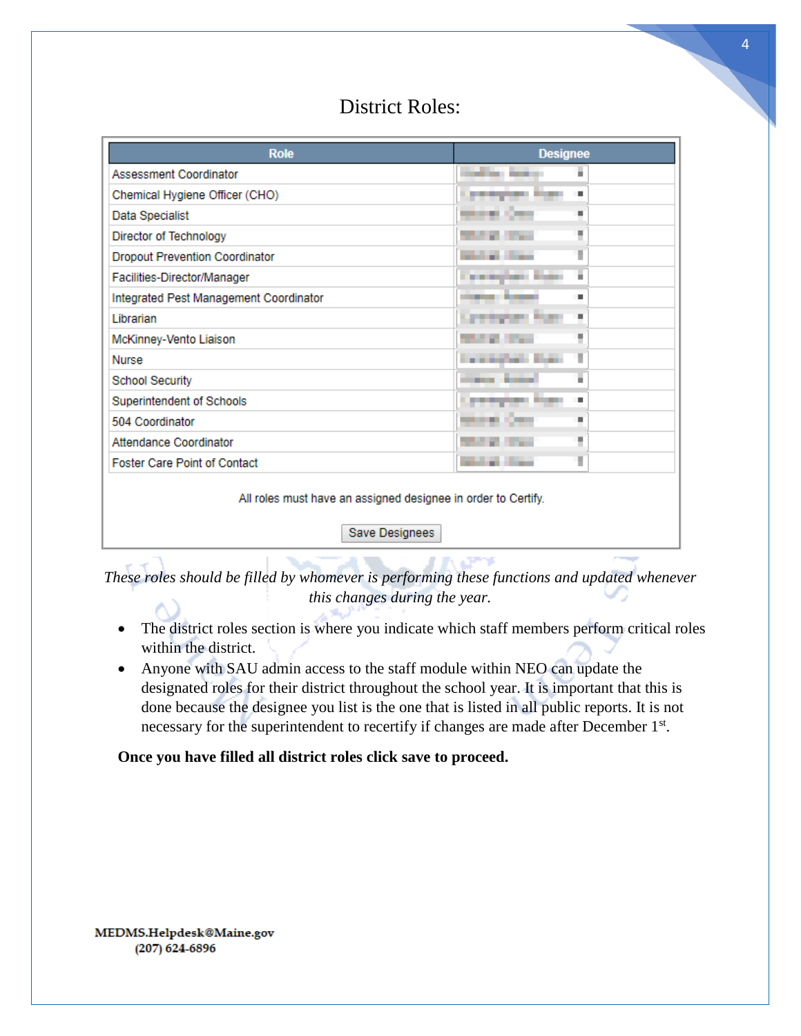# District Roles:

| Role | Designee |
|---|---|
| Assessment Coordinator | |
| Chemical Hygiene Officer (CHO) | |
| Data Specialist | |
| Director of Technology | |
| Dropout Prevention Coordinator | |
| Facilities-Director/Manager | |
| Integrated Pest Management Coordinator | |
| Librarian | |
| McKinney-Vento Liaison | |
| Nurse | |
| School Security | |
| Superintendent of Schools | |
| 504 Coordinator | |
| Attendance Coordinator | |
| Foster Care Point of Contact | |

All roles must have an assigned designee in order to Certify.

Save Designees

*These roles should be filled by whomever is performing these functions and updated whenever this changes during the year.*

- The district roles section is where you indicate which staff members perform critical roles within the district.
- Anyone with SAU admin access to the staff module within NEO can update the designated roles for their district throughout the school year. It is important that this is done because the designee you list is the one that is listed in all public reports. It is not necessary for the superintendent to recertify if changes are made after December 1st.

**Once you have filled all district roles click save to proceed.**

MEDMS.Helpdesk@Maine.gov
(207) 624-6896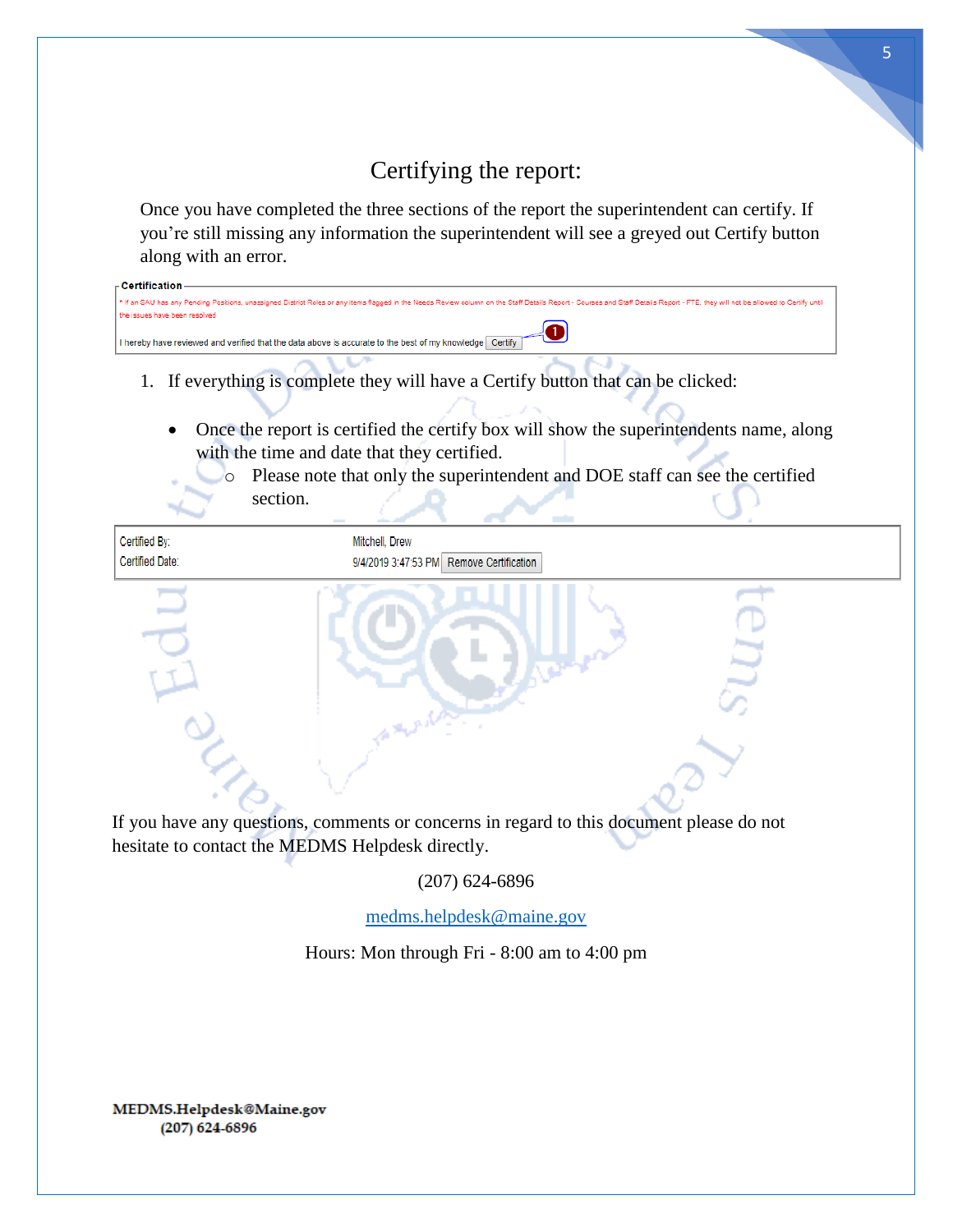## Certifying the report:

Once you have completed the three sections of the report the superintendent can certify. If you're still missing any information the superintendent will see a greyed out Certify button along with an error.

**Certification**

* If an SAU has any Pending Positions, unassigned District Roles or any items flagged in the Needs Review column on the Staff Details Report - Courses and Staff Details Report - FTE, they will not be allowed to Certify until the issues have been resolved

I hereby have reviewed and verified that the data above is accurate to the best of my knowledge [Certify] 1

1. If everything is complete they will have a Certify button that can be clicked:

   - Once the report is certified the certify box will show the superintendents name, along with the time and date that they certified.
     - Please note that only the superintendent and DOE staff can see the certified section.

| | |
|---|---|
| Certified By: | Mitchell, Drew |
| Certified Date: | 9/4/2019 3:47:53 PM [Remove Certification] |

If you have any questions, comments or concerns in regard to this document please do not hesitate to contact the MEDMS Helpdesk directly.

(207) 624-6896

[medms.helpdesk@maine.gov](mailto:medms.helpdesk@maine.gov)

Hours: Mon through Fri - 8:00 am to 4:00 pm

**MEDMS.Helpdesk@Maine.gov**
**(207) 624-6896**